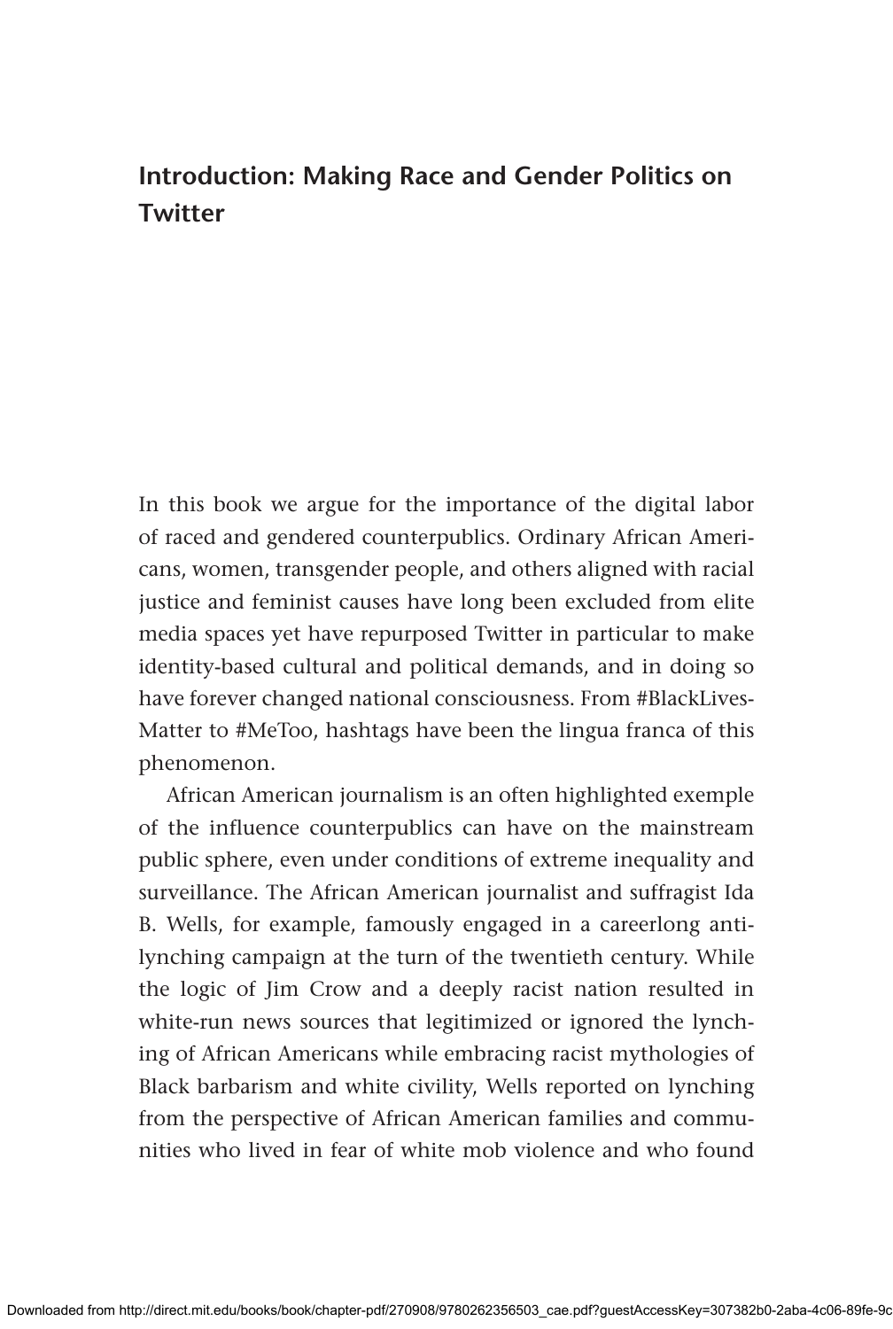# Introduction: Making Race and Gender Politics on Twitter

In this book we argue for the importance of the digital labor of raced and gendered counterpublics. Ordinary African Americans, women, transgender people, and others aligned with racial justice and feminist causes have long been excluded from elite media spaces yet have repurposed Twitter in particular to make identity-based cultural and political demands, and in doing so have forever changed national consciousness. From #BlackLivesMatter to #MeToo, hashtags have been the lingua franca of this phenomenon.

African American journalism is an often highlighted exemple of the influence counterpublics can have on the mainstream public sphere, even under conditions of extreme inequality and surveillance. The African American journalist and suffragist Ida B. Wells, for example, famously engaged in a careerlong anti-lynching campaign at the turn of the twentieth century. While the logic of Jim Crow and a deeply racist nation resulted in white-run news sources that legitimized or ignored the lynching of African Americans while embracing racist mythologies of Black barbarism and white civility, Wells reported on lynching from the perspective of African American families and communities who lived in fear of white mob violence and who found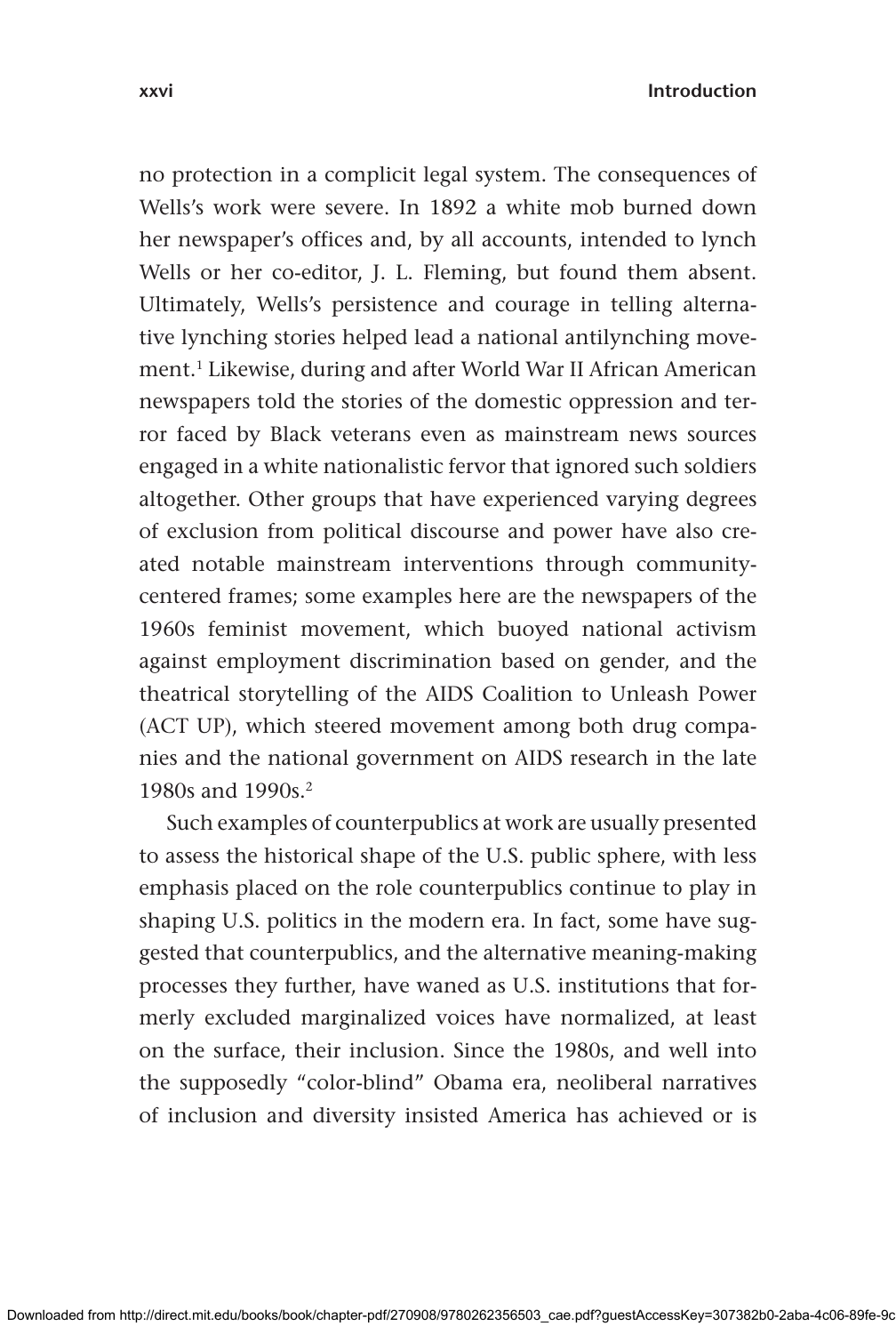no protection in a complicit legal system. The consequences of Wells's work were severe. In 1892 a white mob burned down her newspaper's offices and, by all accounts, intended to lynch Wells or her co-editor, J. L. Fleming, but found them absent. Ultimately, Wells's persistence and courage in telling alternative lynching stories helped lead a national antilynching movement.[1] Likewise, during and after World War II African American newspapers told the stories of the domestic oppression and terror faced by Black veterans even as mainstream news sources engaged in a white nationalistic fervor that ignored such soldiers altogether. Other groups that have experienced varying degrees of exclusion from political discourse and power have also created notable mainstream interventions through community-centered frames; some examples here are the newspapers of the 1960s feminist movement, which buoyed national activism against employment discrimination based on gender, and the theatrical storytelling of the AIDS Coalition to Unleash Power (ACT UP), which steered movement among both drug companies and the national government on AIDS research in the late 1980s and 1990s.[2]

Such examples of counterpublics at work are usually presented to assess the historical shape of the U.S. public sphere, with less emphasis placed on the role counterpublics continue to play in shaping U.S. politics in the modern era. In fact, some have suggested that counterpublics, and the alternative meaning-making processes they further, have waned as U.S. institutions that formerly excluded marginalized voices have normalized, at least on the surface, their inclusion. Since the 1980s, and well into the supposedly "color-blind" Obama era, neoliberal narratives of inclusion and diversity insisted America has achieved or is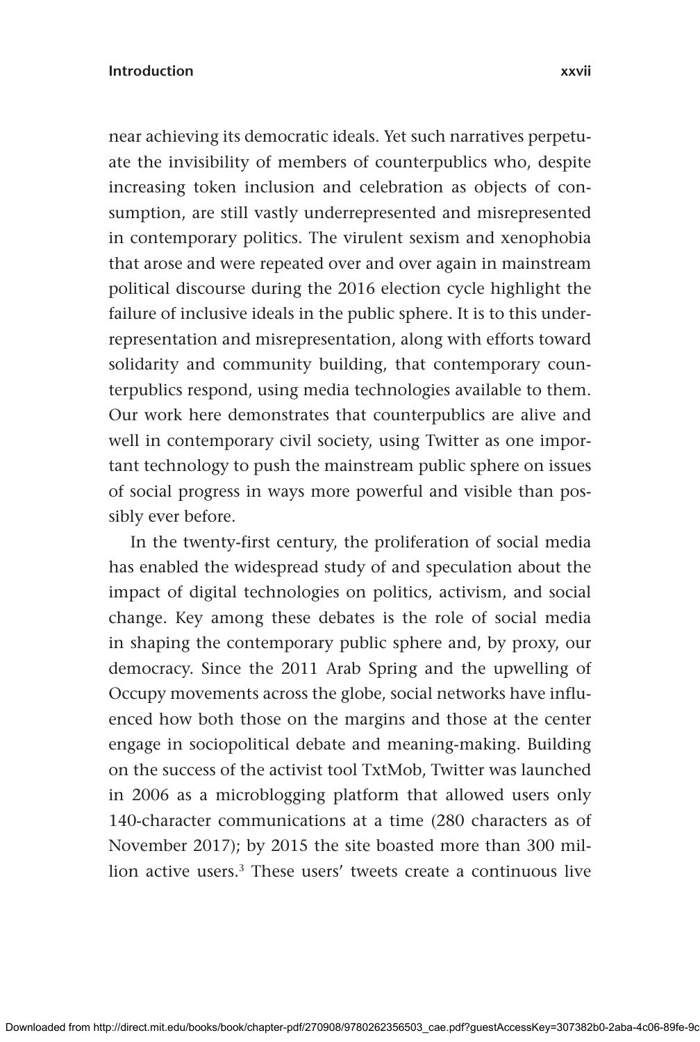near achieving its democratic ideals. Yet such narratives perpetuate the invisibility of members of counterpublics who, despite increasing token inclusion and celebration as objects of consumption, are still vastly underrepresented and misrepresented in contemporary politics. The virulent sexism and xenophobia that arose and were repeated over and over again in mainstream political discourse during the 2016 election cycle highlight the failure of inclusive ideals in the public sphere. It is to this underrepresentation and misrepresentation, along with efforts toward solidarity and community building, that contemporary counterpublics respond, using media technologies available to them. Our work here demonstrates that counterpublics are alive and well in contemporary civil society, using Twitter as one important technology to push the mainstream public sphere on issues of social progress in ways more powerful and visible than possibly ever before.

In the twenty-first century, the proliferation of social media has enabled the widespread study of and speculation about the impact of digital technologies on politics, activism, and social change. Key among these debates is the role of social media in shaping the contemporary public sphere and, by proxy, our democracy. Since the 2011 Arab Spring and the upwelling of Occupy movements across the globe, social networks have influenced how both those on the margins and those at the center engage in sociopolitical debate and meaning-making. Building on the success of the activist tool TxtMob, Twitter was launched in 2006 as a microblogging platform that allowed users only 140-character communications at a time (280 characters as of November 2017); by 2015 the site boasted more than 300 million active users.[3] These users' tweets create a continuous live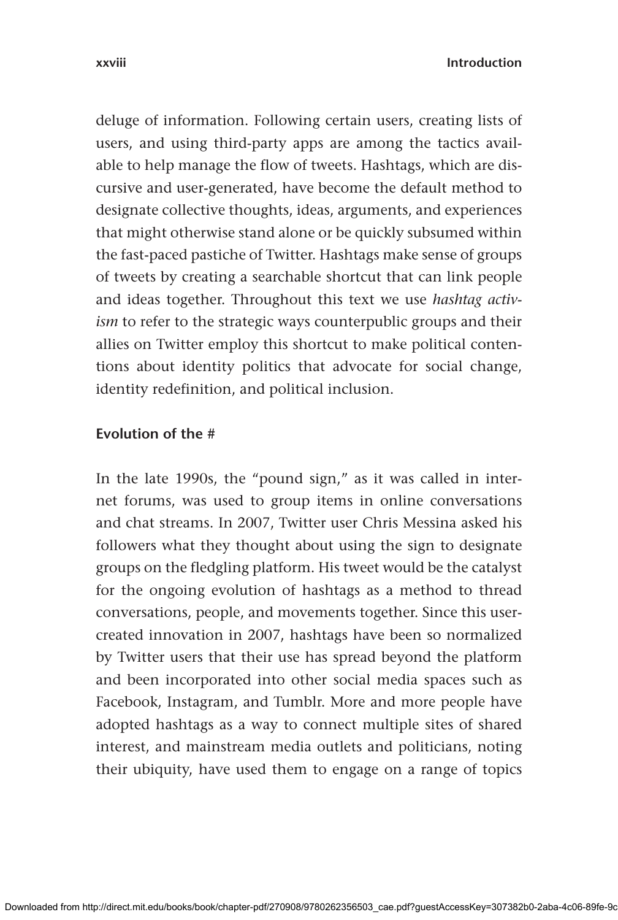deluge of information. Following certain users, creating lists of users, and using third-party apps are among the tactics available to help manage the flow of tweets. Hashtags, which are discursive and user-generated, have become the default method to designate collective thoughts, ideas, arguments, and experiences that might otherwise stand alone or be quickly subsumed within the fast-paced pastiche of Twitter. Hashtags make sense of groups of tweets by creating a searchable shortcut that can link people and ideas together. Throughout this text we use *hashtag activism* to refer to the strategic ways counterpublic groups and their allies on Twitter employ this shortcut to make political contentions about identity politics that advocate for social change, identity redefinition, and political inclusion.

### Evolution of the #

In the late 1990s, the "pound sign," as it was called in internet forums, was used to group items in online conversations and chat streams. In 2007, Twitter user Chris Messina asked his followers what they thought about using the sign to designate groups on the fledgling platform. His tweet would be the catalyst for the ongoing evolution of hashtags as a method to thread conversations, people, and movements together. Since this user-created innovation in 2007, hashtags have been so normalized by Twitter users that their use has spread beyond the platform and been incorporated into other social media spaces such as Facebook, Instagram, and Tumblr. More and more people have adopted hashtags as a way to connect multiple sites of shared interest, and mainstream media outlets and politicians, noting their ubiquity, have used them to engage on a range of topics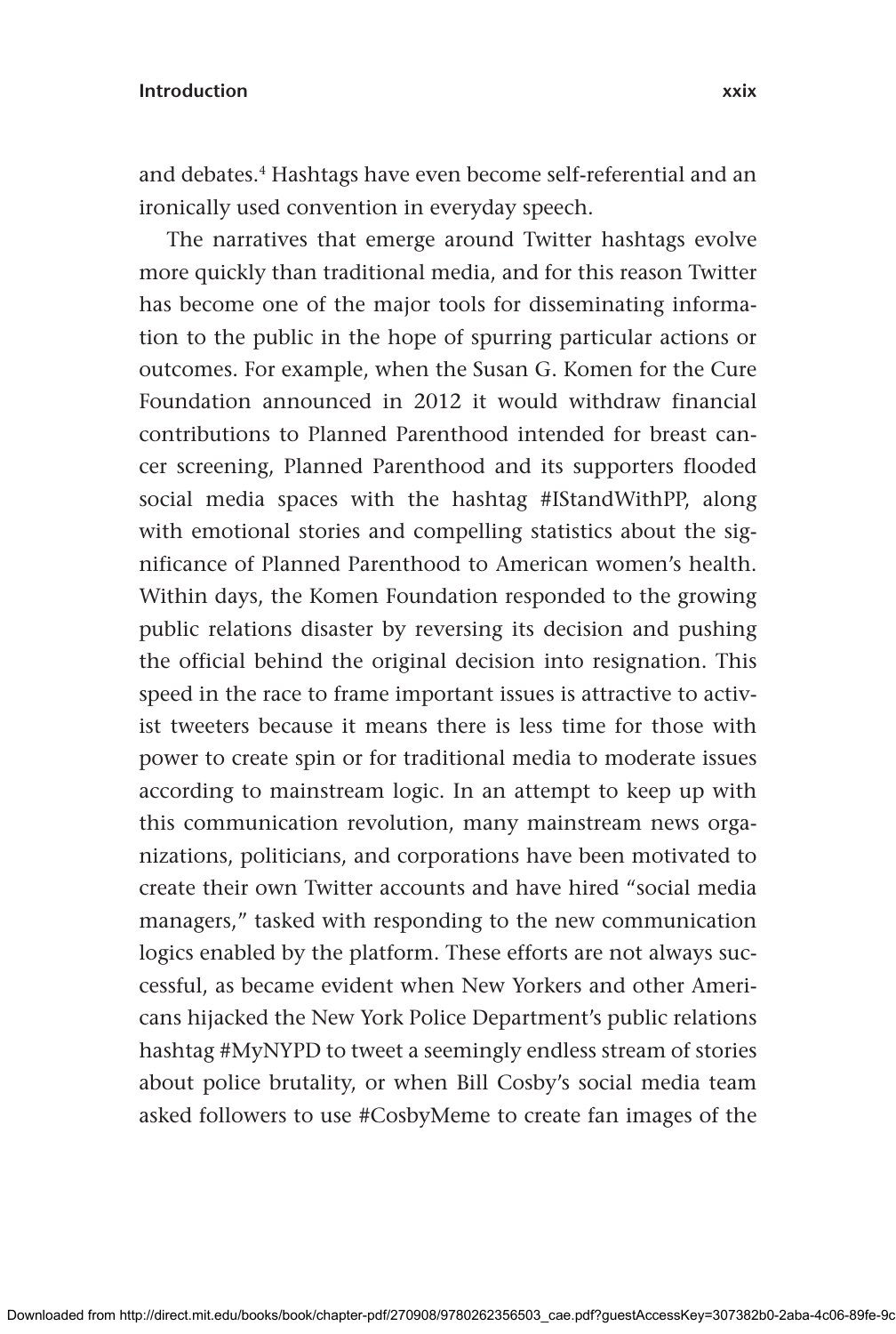and debates.[4] Hashtags have even become self-referential and an ironically used convention in everyday speech.

The narratives that emerge around Twitter hashtags evolve more quickly than traditional media, and for this reason Twitter has become one of the major tools for disseminating information to the public in the hope of spurring particular actions or outcomes. For example, when the Susan G. Komen for the Cure Foundation announced in 2012 it would withdraw financial contributions to Planned Parenthood intended for breast cancer screening, Planned Parenthood and its supporters flooded social media spaces with the hashtag #IStandWithPP, along with emotional stories and compelling statistics about the significance of Planned Parenthood to American women's health. Within days, the Komen Foundation responded to the growing public relations disaster by reversing its decision and pushing the official behind the original decision into resignation. This speed in the race to frame important issues is attractive to activist tweeters because it means there is less time for those with power to create spin or for traditional media to moderate issues according to mainstream logic. In an attempt to keep up with this communication revolution, many mainstream news organizations, politicians, and corporations have been motivated to create their own Twitter accounts and have hired "social media managers," tasked with responding to the new communication logics enabled by the platform. These efforts are not always successful, as became evident when New Yorkers and other Americans hijacked the New York Police Department's public relations hashtag #MyNYPD to tweet a seemingly endless stream of stories about police brutality, or when Bill Cosby's social media team asked followers to use #CosbyMeme to create fan images of the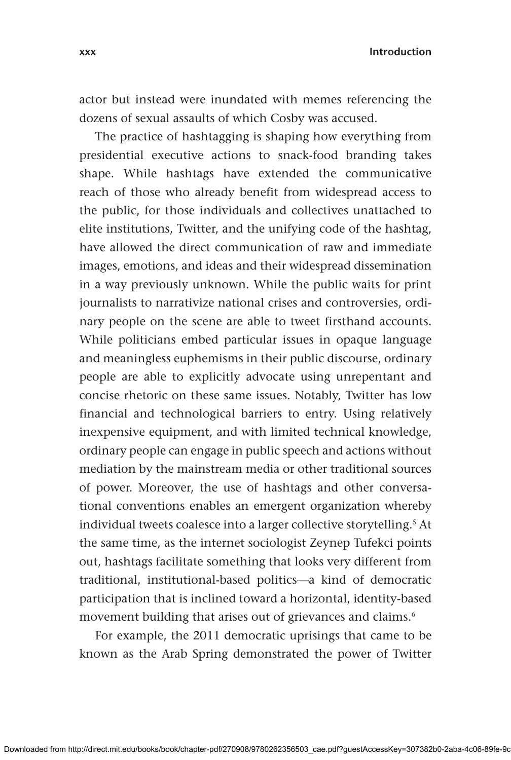actor but instead were inundated with memes referencing the dozens of sexual assaults of which Cosby was accused.

The practice of hashtagging is shaping how everything from presidential executive actions to snack-food branding takes shape. While hashtags have extended the communicative reach of those who already benefit from widespread access to the public, for those individuals and collectives unattached to elite institutions, Twitter, and the unifying code of the hashtag, have allowed the direct communication of raw and immediate images, emotions, and ideas and their widespread dissemination in a way previously unknown. While the public waits for print journalists to narrativize national crises and controversies, ordinary people on the scene are able to tweet firsthand accounts. While politicians embed particular issues in opaque language and meaningless euphemisms in their public discourse, ordinary people are able to explicitly advocate using unrepentant and concise rhetoric on these same issues. Notably, Twitter has low financial and technological barriers to entry. Using relatively inexpensive equipment, and with limited technical knowledge, ordinary people can engage in public speech and actions without mediation by the mainstream media or other traditional sources of power. Moreover, the use of hashtags and other conversational conventions enables an emergent organization whereby individual tweets coalesce into a larger collective storytelling.[5] At the same time, as the internet sociologist Zeynep Tufekci points out, hashtags facilitate something that looks very different from traditional, institutional-based politics—a kind of democratic participation that is inclined toward a horizontal, identity-based movement building that arises out of grievances and claims.[6]

For example, the 2011 democratic uprisings that came to be known as the Arab Spring demonstrated the power of Twitter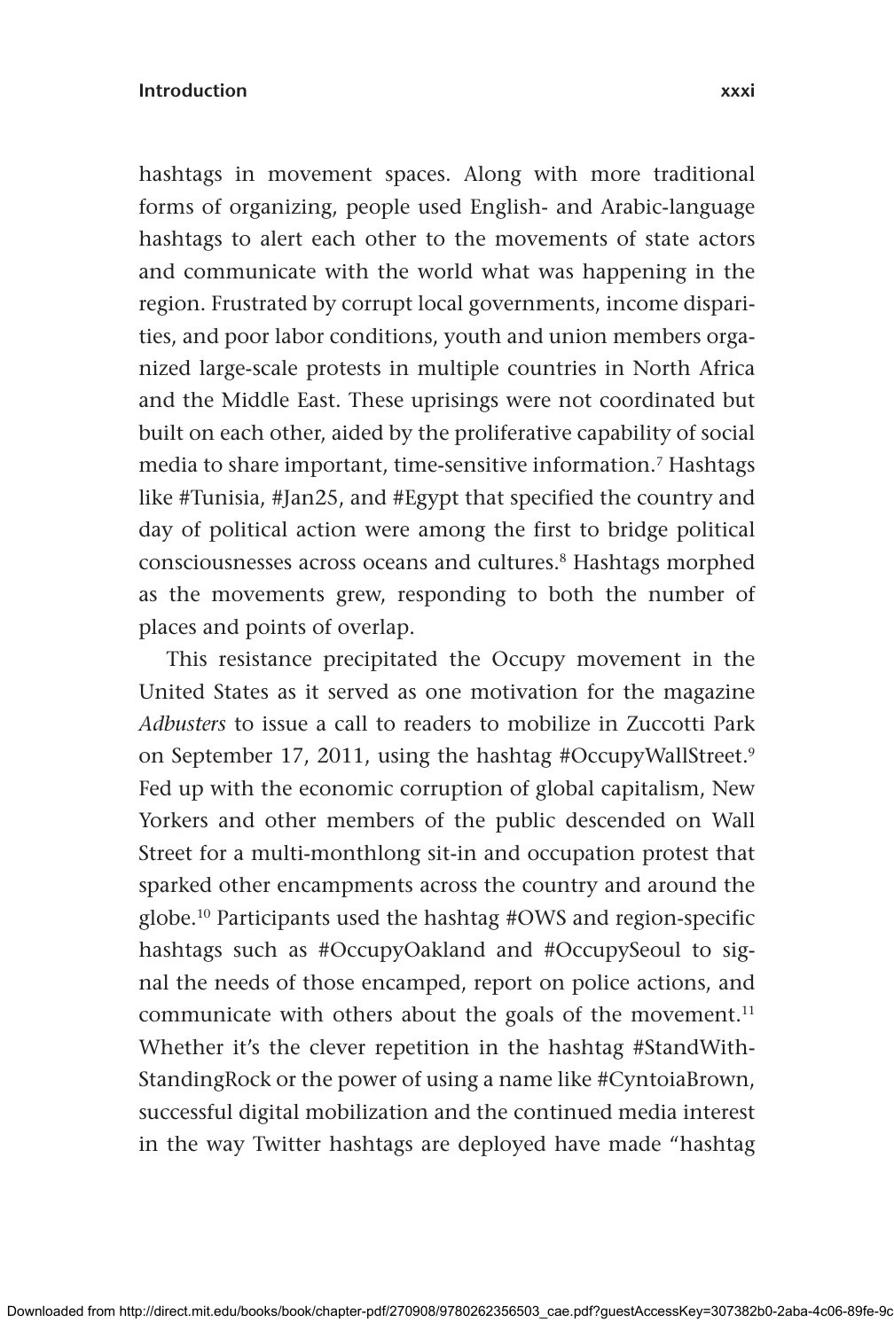hashtags in movement spaces. Along with more traditional forms of organizing, people used English- and Arabic-language hashtags to alert each other to the movements of state actors and communicate with the world what was happening in the region. Frustrated by corrupt local governments, income disparities, and poor labor conditions, youth and union members organized large-scale protests in multiple countries in North Africa and the Middle East. These uprisings were not coordinated but built on each other, aided by the proliferative capability of social media to share important, time-sensitive information.[7] Hashtags like #Tunisia, #Jan25, and #Egypt that specified the country and day of political action were among the first to bridge political consciousnesses across oceans and cultures.[8] Hashtags morphed as the movements grew, responding to both the number of places and points of overlap.

This resistance precipitated the Occupy movement in the United States as it served as one motivation for the magazine *Adbusters* to issue a call to readers to mobilize in Zuccotti Park on September 17, 2011, using the hashtag #OccupyWallStreet.[9] Fed up with the economic corruption of global capitalism, New Yorkers and other members of the public descended on Wall Street for a multi-monthlong sit-in and occupation protest that sparked other encampments across the country and around the globe.[10] Participants used the hashtag #OWS and region-specific hashtags such as #OccupyOakland and #OccupySeoul to signal the needs of those encamped, report on police actions, and communicate with others about the goals of the movement.[11] Whether it's the clever repetition in the hashtag #StandWithStandingRock or the power of using a name like #CyntoiaBrown, successful digital mobilization and the continued media interest in the way Twitter hashtags are deployed have made "hashtag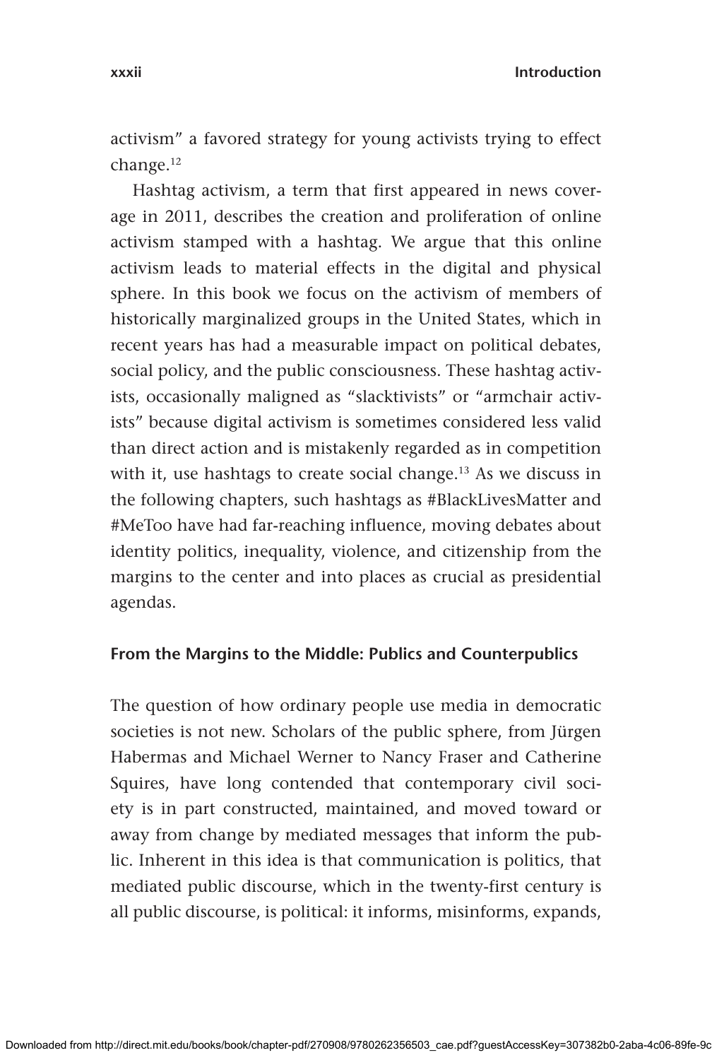activism" a favored strategy for young activists trying to effect change.[12]

Hashtag activism, a term that first appeared in news coverage in 2011, describes the creation and proliferation of online activism stamped with a hashtag. We argue that this online activism leads to material effects in the digital and physical sphere. In this book we focus on the activism of members of historically marginalized groups in the United States, which in recent years has had a measurable impact on political debates, social policy, and the public consciousness. These hashtag activists, occasionally maligned as "slacktivists" or "armchair activists" because digital activism is sometimes considered less valid than direct action and is mistakenly regarded as in competition with it, use hashtags to create social change.[13] As we discuss in the following chapters, such hashtags as #BlackLivesMatter and #MeToo have had far-reaching influence, moving debates about identity politics, inequality, violence, and citizenship from the margins to the center and into places as crucial as presidential agendas.

## From the Margins to the Middle: Publics and Counterpublics

The question of how ordinary people use media in democratic societies is not new. Scholars of the public sphere, from Jürgen Habermas and Michael Werner to Nancy Fraser and Catherine Squires, have long contended that contemporary civil society is in part constructed, maintained, and moved toward or away from change by mediated messages that inform the public. Inherent in this idea is that communication is politics, that mediated public discourse, which in the twenty-first century is all public discourse, is political: it informs, misinforms, expands,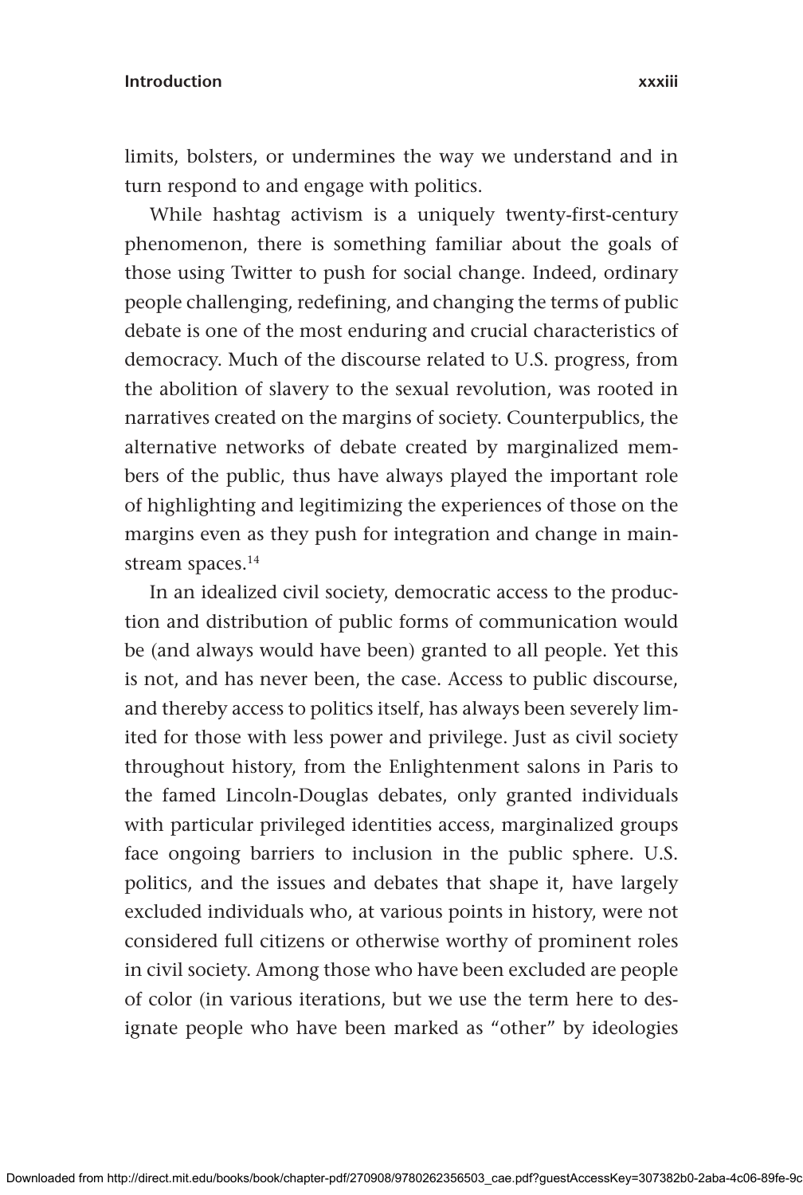limits, bolsters, or undermines the way we understand and in turn respond to and engage with politics.

While hashtag activism is a uniquely twenty-first-century phenomenon, there is something familiar about the goals of those using Twitter to push for social change. Indeed, ordinary people challenging, redefining, and changing the terms of public debate is one of the most enduring and crucial characteristics of democracy. Much of the discourse related to U.S. progress, from the abolition of slavery to the sexual revolution, was rooted in narratives created on the margins of society. Counterpublics, the alternative networks of debate created by marginalized members of the public, thus have always played the important role of highlighting and legitimizing the experiences of those on the margins even as they push for integration and change in mainstream spaces.[14]

In an idealized civil society, democratic access to the production and distribution of public forms of communication would be (and always would have been) granted to all people. Yet this is not, and has never been, the case. Access to public discourse, and thereby access to politics itself, has always been severely limited for those with less power and privilege. Just as civil society throughout history, from the Enlightenment salons in Paris to the famed Lincoln-Douglas debates, only granted individuals with particular privileged identities access, marginalized groups face ongoing barriers to inclusion in the public sphere. U.S. politics, and the issues and debates that shape it, have largely excluded individuals who, at various points in history, were not considered full citizens or otherwise worthy of prominent roles in civil society. Among those who have been excluded are people of color (in various iterations, but we use the term here to designate people who have been marked as "other" by ideologies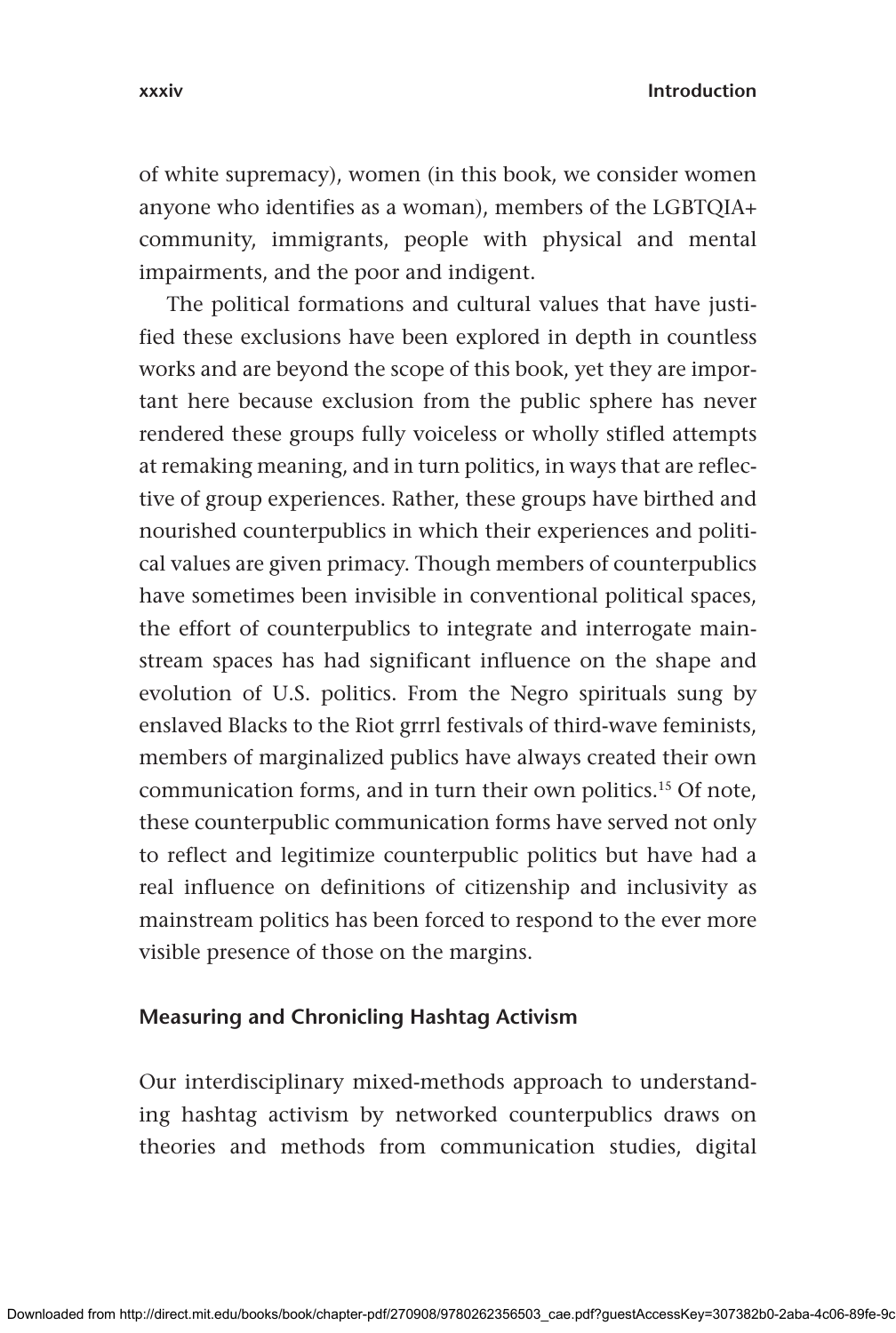of white supremacy), women (in this book, we consider women anyone who identifies as a woman), members of the LGBTQIA+ community, immigrants, people with physical and mental impairments, and the poor and indigent.

The political formations and cultural values that have justified these exclusions have been explored in depth in countless works and are beyond the scope of this book, yet they are important here because exclusion from the public sphere has never rendered these groups fully voiceless or wholly stifled attempts at remaking meaning, and in turn politics, in ways that are reflective of group experiences. Rather, these groups have birthed and nourished counterpublics in which their experiences and political values are given primacy. Though members of counterpublics have sometimes been invisible in conventional political spaces, the effort of counterpublics to integrate and interrogate mainstream spaces has had significant influence on the shape and evolution of U.S. politics. From the Negro spirituals sung by enslaved Blacks to the Riot grrrl festivals of third-wave feminists, members of marginalized publics have always created their own communication forms, and in turn their own politics.[15] Of note, these counterpublic communication forms have served not only to reflect and legitimize counterpublic politics but have had a real influence on definitions of citizenship and inclusivity as mainstream politics has been forced to respond to the ever more visible presence of those on the margins.

## Measuring and Chronicling Hashtag Activism

Our interdisciplinary mixed-methods approach to understanding hashtag activism by networked counterpublics draws on theories and methods from communication studies, digital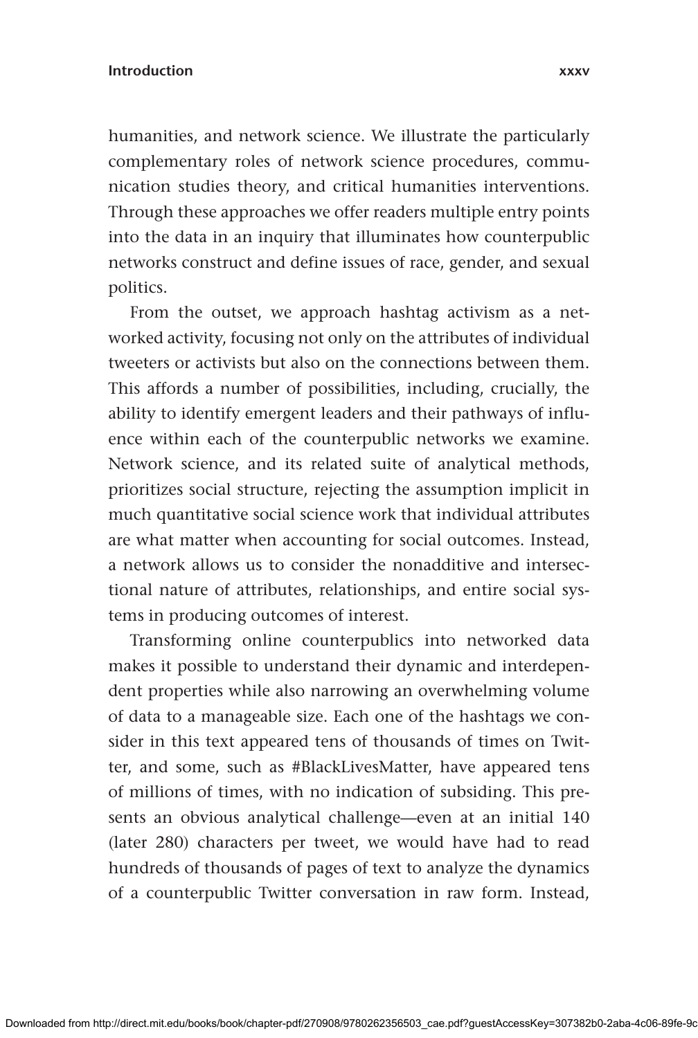humanities, and network science. We illustrate the particularly complementary roles of network science procedures, communication studies theory, and critical humanities interventions. Through these approaches we offer readers multiple entry points into the data in an inquiry that illuminates how counterpublic networks construct and define issues of race, gender, and sexual politics.

From the outset, we approach hashtag activism as a networked activity, focusing not only on the attributes of individual tweeters or activists but also on the connections between them. This affords a number of possibilities, including, crucially, the ability to identify emergent leaders and their pathways of influence within each of the counterpublic networks we examine. Network science, and its related suite of analytical methods, prioritizes social structure, rejecting the assumption implicit in much quantitative social science work that individual attributes are what matter when accounting for social outcomes. Instead, a network allows us to consider the nonadditive and intersectional nature of attributes, relationships, and entire social systems in producing outcomes of interest.

Transforming online counterpublics into networked data makes it possible to understand their dynamic and interdependent properties while also narrowing an overwhelming volume of data to a manageable size. Each one of the hashtags we consider in this text appeared tens of thousands of times on Twitter, and some, such as #BlackLivesMatter, have appeared tens of millions of times, with no indication of subsiding. This presents an obvious analytical challenge—even at an initial 140 (later 280) characters per tweet, we would have had to read hundreds of thousands of pages of text to analyze the dynamics of a counterpublic Twitter conversation in raw form. Instead,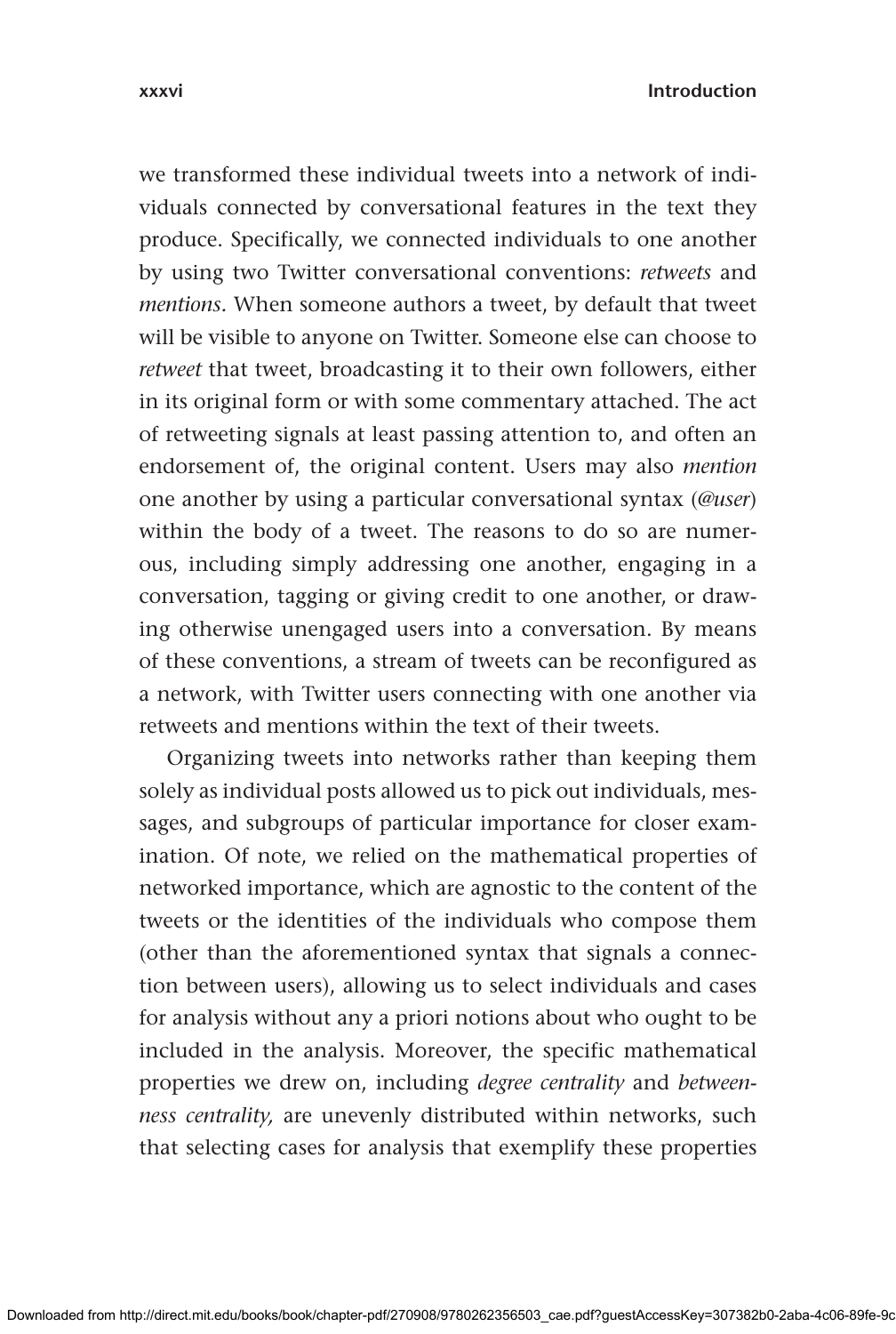we transformed these individual tweets into a network of individuals connected by conversational features in the text they produce. Specifically, we connected individuals to one another by using two Twitter conversational conventions: *retweets* and *mentions*. When someone authors a tweet, by default that tweet will be visible to anyone on Twitter. Someone else can choose to *retweet* that tweet, broadcasting it to their own followers, either in its original form or with some commentary attached. The act of retweeting signals at least passing attention to, and often an endorsement of, the original content. Users may also *mention* one another by using a particular conversational syntax (*@user*) within the body of a tweet. The reasons to do so are numerous, including simply addressing one another, engaging in a conversation, tagging or giving credit to one another, or drawing otherwise unengaged users into a conversation. By means of these conventions, a stream of tweets can be reconfigured as a network, with Twitter users connecting with one another via retweets and mentions within the text of their tweets.

Organizing tweets into networks rather than keeping them solely as individual posts allowed us to pick out individuals, messages, and subgroups of particular importance for closer examination. Of note, we relied on the mathematical properties of networked importance, which are agnostic to the content of the tweets or the identities of the individuals who compose them (other than the aforementioned syntax that signals a connection between users), allowing us to select individuals and cases for analysis without any a priori notions about who ought to be included in the analysis. Moreover, the specific mathematical properties we drew on, including *degree centrality* and *betweenness centrality,* are unevenly distributed within networks, such that selecting cases for analysis that exemplify these properties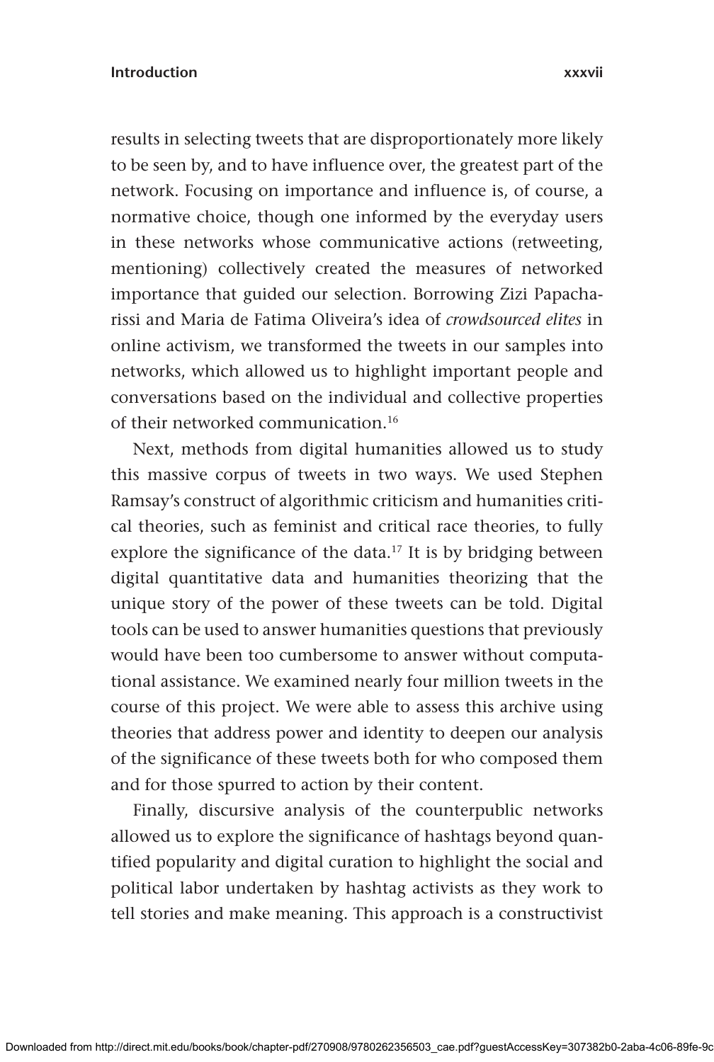results in selecting tweets that are disproportionately more likely to be seen by, and to have influence over, the greatest part of the network. Focusing on importance and influence is, of course, a normative choice, though one informed by the everyday users in these networks whose communicative actions (retweeting, mentioning) collectively created the measures of networked importance that guided our selection. Borrowing Zizi Papacharissi and Maria de Fatima Oliveira's idea of *crowdsourced elites* in online activism, we transformed the tweets in our samples into networks, which allowed us to highlight important people and conversations based on the individual and collective properties of their networked communication.[16]

Next, methods from digital humanities allowed us to study this massive corpus of tweets in two ways. We used Stephen Ramsay's construct of algorithmic criticism and humanities critical theories, such as feminist and critical race theories, to fully explore the significance of the data.[17] It is by bridging between digital quantitative data and humanities theorizing that the unique story of the power of these tweets can be told. Digital tools can be used to answer humanities questions that previously would have been too cumbersome to answer without computational assistance. We examined nearly four million tweets in the course of this project. We were able to assess this archive using theories that address power and identity to deepen our analysis of the significance of these tweets both for who composed them and for those spurred to action by their content.

Finally, discursive analysis of the counterpublic networks allowed us to explore the significance of hashtags beyond quantified popularity and digital curation to highlight the social and political labor undertaken by hashtag activists as they work to tell stories and make meaning. This approach is a constructivist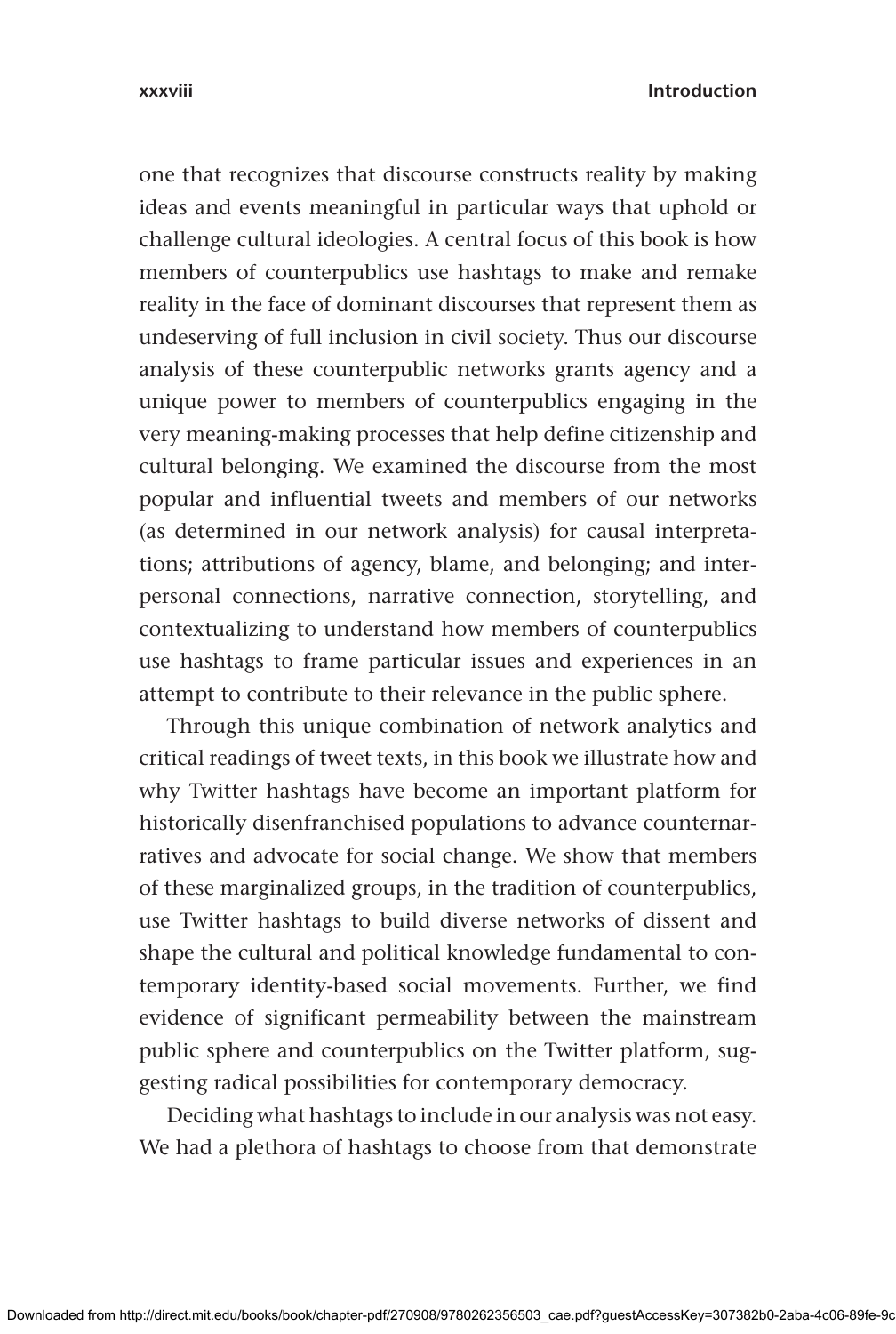one that recognizes that discourse constructs reality by making ideas and events meaningful in particular ways that uphold or challenge cultural ideologies. A central focus of this book is how members of counterpublics use hashtags to make and remake reality in the face of dominant discourses that represent them as undeserving of full inclusion in civil society. Thus our discourse analysis of these counterpublic networks grants agency and a unique power to members of counterpublics engaging in the very meaning-making processes that help define citizenship and cultural belonging. We examined the discourse from the most popular and influential tweets and members of our networks (as determined in our network analysis) for causal interpretations; attributions of agency, blame, and belonging; and interpersonal connections, narrative connection, storytelling, and contextualizing to understand how members of counterpublics use hashtags to frame particular issues and experiences in an attempt to contribute to their relevance in the public sphere.

Through this unique combination of network analytics and critical readings of tweet texts, in this book we illustrate how and why Twitter hashtags have become an important platform for historically disenfranchised populations to advance counternarratives and advocate for social change. We show that members of these marginalized groups, in the tradition of counterpublics, use Twitter hashtags to build diverse networks of dissent and shape the cultural and political knowledge fundamental to contemporary identity-based social movements. Further, we find evidence of significant permeability between the mainstream public sphere and counterpublics on the Twitter platform, suggesting radical possibilities for contemporary democracy.

Deciding what hashtags to include in our analysis was not easy. We had a plethora of hashtags to choose from that demonstrate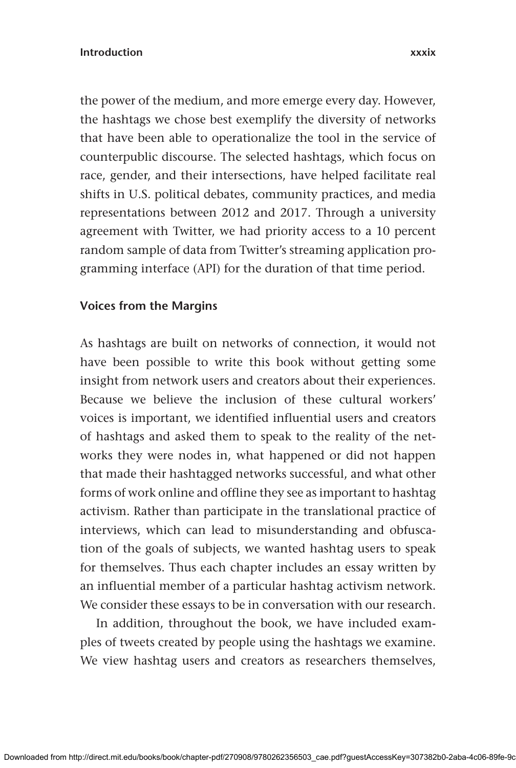the power of the medium, and more emerge every day. However, the hashtags we chose best exemplify the diversity of networks that have been able to operationalize the tool in the service of counterpublic discourse. The selected hashtags, which focus on race, gender, and their intersections, have helped facilitate real shifts in U.S. political debates, community practices, and media representations between 2012 and 2017. Through a university agreement with Twitter, we had priority access to a 10 percent random sample of data from Twitter's streaming application programming interface (API) for the duration of that time period.

## Voices from the Margins

As hashtags are built on networks of connection, it would not have been possible to write this book without getting some insight from network users and creators about their experiences. Because we believe the inclusion of these cultural workers' voices is important, we identified influential users and creators of hashtags and asked them to speak to the reality of the networks they were nodes in, what happened or did not happen that made their hashtagged networks successful, and what other forms of work online and offline they see as important to hashtag activism. Rather than participate in the translational practice of interviews, which can lead to misunderstanding and obfuscation of the goals of subjects, we wanted hashtag users to speak for themselves. Thus each chapter includes an essay written by an influential member of a particular hashtag activism network. We consider these essays to be in conversation with our research.

In addition, throughout the book, we have included examples of tweets created by people using the hashtags we examine. We view hashtag users and creators as researchers themselves,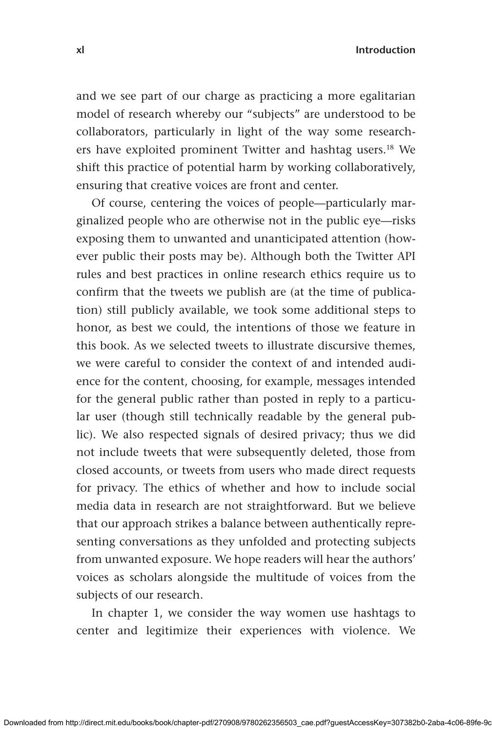and we see part of our charge as practicing a more egalitarian model of research whereby our "subjects" are understood to be collaborators, particularly in light of the way some researchers have exploited prominent Twitter and hashtag users.[18] We shift this practice of potential harm by working collaboratively, ensuring that creative voices are front and center.

Of course, centering the voices of people—particularly marginalized people who are otherwise not in the public eye—risks exposing them to unwanted and unanticipated attention (however public their posts may be). Although both the Twitter API rules and best practices in online research ethics require us to confirm that the tweets we publish are (at the time of publication) still publicly available, we took some additional steps to honor, as best we could, the intentions of those we feature in this book. As we selected tweets to illustrate discursive themes, we were careful to consider the context of and intended audience for the content, choosing, for example, messages intended for the general public rather than posted in reply to a particular user (though still technically readable by the general public). We also respected signals of desired privacy; thus we did not include tweets that were subsequently deleted, those from closed accounts, or tweets from users who made direct requests for privacy. The ethics of whether and how to include social media data in research are not straightforward. But we believe that our approach strikes a balance between authentically representing conversations as they unfolded and protecting subjects from unwanted exposure. We hope readers will hear the authors' voices as scholars alongside the multitude of voices from the subjects of our research.

In chapter 1, we consider the way women use hashtags to center and legitimize their experiences with violence. We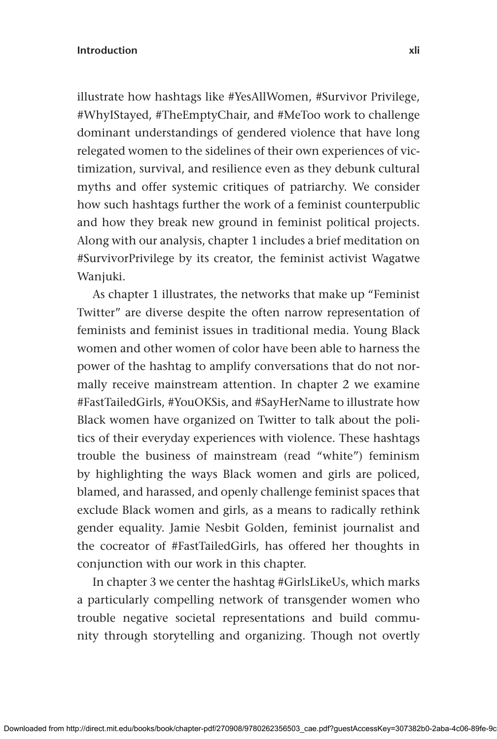illustrate how hashtags like #YesAllWomen, #Survivor Privilege, #WhyIStayed, #TheEmptyChair, and #MeToo work to challenge dominant understandings of gendered violence that have long relegated women to the sidelines of their own experiences of victimization, survival, and resilience even as they debunk cultural myths and offer systemic critiques of patriarchy. We consider how such hashtags further the work of a feminist counterpublic and how they break new ground in feminist political projects. Along with our analysis, chapter 1 includes a brief meditation on #SurvivorPrivilege by its creator, the feminist activist Wagatwe Wanjuki.

As chapter 1 illustrates, the networks that make up "Feminist Twitter" are diverse despite the often narrow representation of feminists and feminist issues in traditional media. Young Black women and other women of color have been able to harness the power of the hashtag to amplify conversations that do not normally receive mainstream attention. In chapter 2 we examine #FastTailedGirls, #YouOKSis, and #SayHerName to illustrate how Black women have organized on Twitter to talk about the politics of their everyday experiences with violence. These hashtags trouble the business of mainstream (read "white") feminism by highlighting the ways Black women and girls are policed, blamed, and harassed, and openly challenge feminist spaces that exclude Black women and girls, as a means to radically rethink gender equality. Jamie Nesbit Golden, feminist journalist and the cocreator of #FastTailedGirls, has offered her thoughts in conjunction with our work in this chapter.

In chapter 3 we center the hashtag #GirlsLikeUs, which marks a particularly compelling network of transgender women who trouble negative societal representations and build community through storytelling and organizing. Though not overtly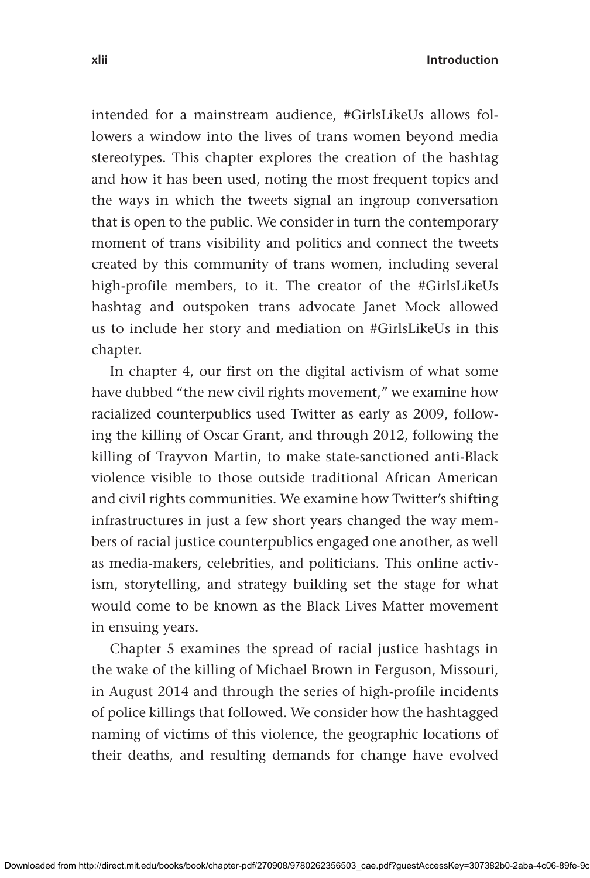intended for a mainstream audience, #GirlsLikeUs allows followers a window into the lives of trans women beyond media stereotypes. This chapter explores the creation of the hashtag and how it has been used, noting the most frequent topics and the ways in which the tweets signal an ingroup conversation that is open to the public. We consider in turn the contemporary moment of trans visibility and politics and connect the tweets created by this community of trans women, including several high-profile members, to it. The creator of the #GirlsLikeUs hashtag and outspoken trans advocate Janet Mock allowed us to include her story and mediation on #GirlsLikeUs in this chapter.

In chapter 4, our first on the digital activism of what some have dubbed "the new civil rights movement," we examine how racialized counterpublics used Twitter as early as 2009, following the killing of Oscar Grant, and through 2012, following the killing of Trayvon Martin, to make state-sanctioned anti-Black violence visible to those outside traditional African American and civil rights communities. We examine how Twitter's shifting infrastructures in just a few short years changed the way members of racial justice counterpublics engaged one another, as well as media-makers, celebrities, and politicians. This online activism, storytelling, and strategy building set the stage for what would come to be known as the Black Lives Matter movement in ensuing years.

Chapter 5 examines the spread of racial justice hashtags in the wake of the killing of Michael Brown in Ferguson, Missouri, in August 2014 and through the series of high-profile incidents of police killings that followed. We consider how the hashtagged naming of victims of this violence, the geographic locations of their deaths, and resulting demands for change have evolved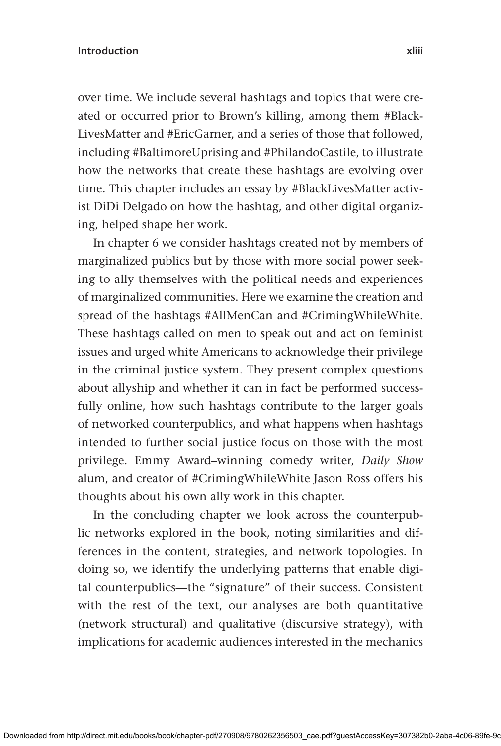over time. We include several hashtags and topics that were created or occurred prior to Brown's killing, among them #BlackLivesMatter and #EricGarner, and a series of those that followed, including #BaltimoreUprising and #PhilandoCastile, to illustrate how the networks that create these hashtags are evolving over time. This chapter includes an essay by #BlackLivesMatter activist DiDi Delgado on how the hashtag, and other digital organizing, helped shape her work.

In chapter 6 we consider hashtags created not by members of marginalized publics but by those with more social power seeking to ally themselves with the political needs and experiences of marginalized communities. Here we examine the creation and spread of the hashtags #AllMenCan and #CrimingWhileWhite. These hashtags called on men to speak out and act on feminist issues and urged white Americans to acknowledge their privilege in the criminal justice system. They present complex questions about allyship and whether it can in fact be performed successfully online, how such hashtags contribute to the larger goals of networked counterpublics, and what happens when hashtags intended to further social justice focus on those with the most privilege. Emmy Award–winning comedy writer, *Daily Show* alum, and creator of #CrimingWhileWhite Jason Ross offers his thoughts about his own ally work in this chapter.

In the concluding chapter we look across the counterpublic networks explored in the book, noting similarities and differences in the content, strategies, and network topologies. In doing so, we identify the underlying patterns that enable digital counterpublics—the "signature" of their success. Consistent with the rest of the text, our analyses are both quantitative (network structural) and qualitative (discursive strategy), with implications for academic audiences interested in the mechanics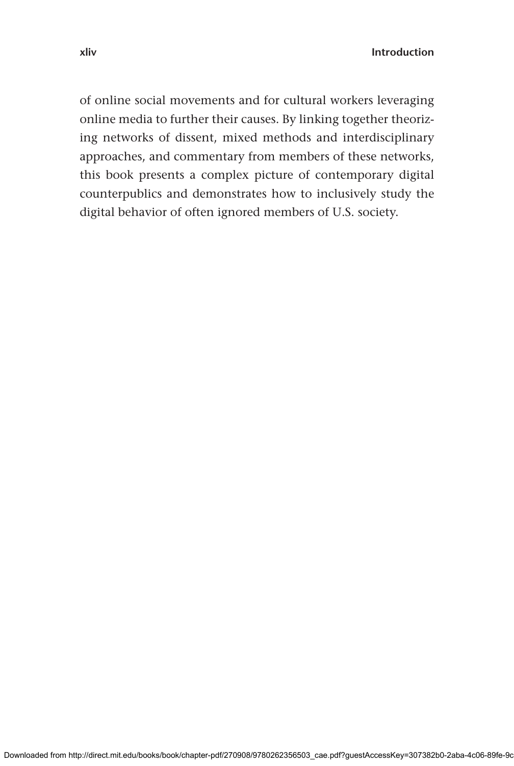of online social movements and for cultural workers leveraging online media to further their causes. By linking together theorizing networks of dissent, mixed methods and interdisciplinary approaches, and commentary from members of these networks, this book presents a complex picture of contemporary digital counterpublics and demonstrates how to inclusively study the digital behavior of often ignored members of U.S. society.